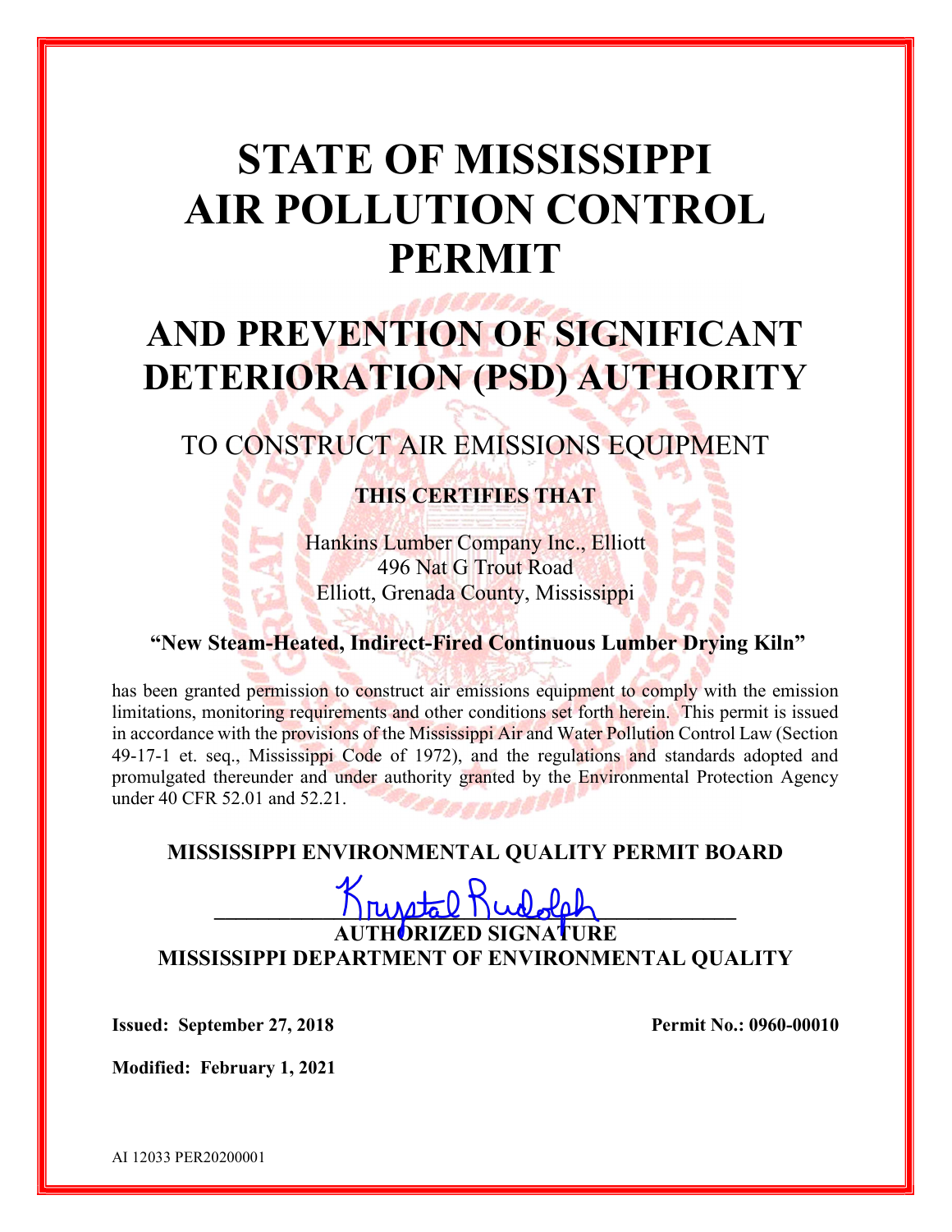# STATE OF MISSISSIPPI AIR POLLUTION CONTROL PERMIT

# AND PREVENTION OF SIGNIFICANT DETERIORATION (PSD) AUTHORITY

## TO CONSTRUCT AIR EMISSIONS EQUIPMENT

**THIS CERTIFIES THAT**

Hankins Lumber Company Inc., Elliott
496 Nat G Trout Road
Elliott, Grenada County, Mississippi

**"New Steam-Heated, Indirect-Fired Continuous Lumber Drying Kiln"**

has been granted permission to construct air emissions equipment to comply with the emission limitations, monitoring requirements and other conditions set forth herein. This permit is issued in accordance with the provisions of the Mississippi Air and Water Pollution Control Law (Section 49-17-1 et. seq., Mississippi Code of 1972), and the regulations and standards adopted and promulgated thereunder and under authority granted by the Environmental Protection Agency under 40 CFR 52.01 and 52.21.

**MISSISSIPPI ENVIRONMENTAL QUALITY PERMIT BOARD**

Krystal Rudolph

**AUTHORIZED SIGNATURE**
**MISSISSIPPI DEPARTMENT OF ENVIRONMENTAL QUALITY**

**Issued: September 27, 2018** **Permit No.: 0960-00010**

**Modified: February 1, 2021**

AI 12033 PER20200001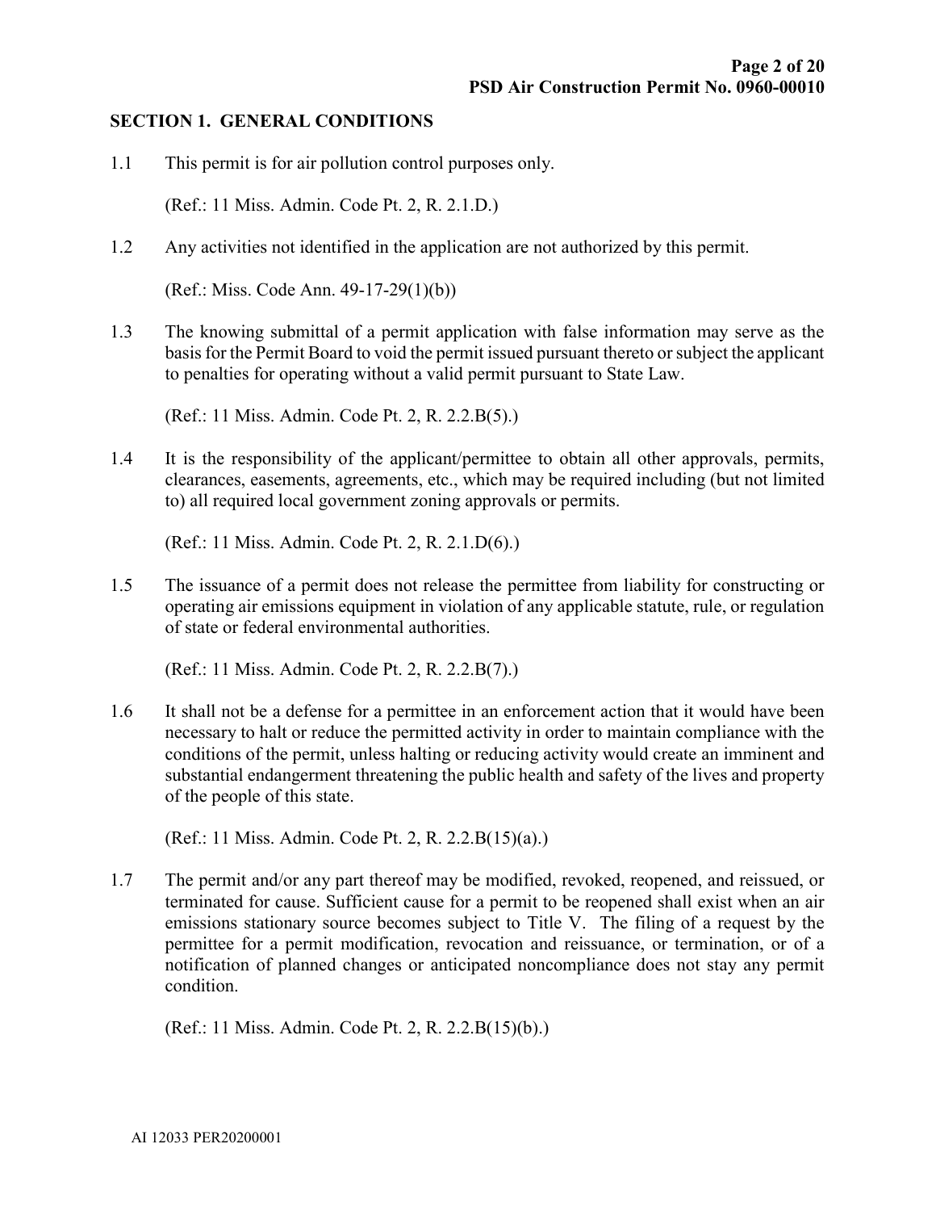## SECTION 1. GENERAL CONDITIONS

1.1 This permit is for air pollution control purposes only.

(Ref.: 11 Miss. Admin. Code Pt. 2, R. 2.1.D.)

1.2 Any activities not identified in the application are not authorized by this permit.

(Ref.: Miss. Code Ann. 49-17-29(1)(b))

1.3 The knowing submittal of a permit application with false information may serve as the basis for the Permit Board to void the permit issued pursuant thereto or subject the applicant to penalties for operating without a valid permit pursuant to State Law.

(Ref.: 11 Miss. Admin. Code Pt. 2, R. 2.2.B(5).)

1.4 It is the responsibility of the applicant/permittee to obtain all other approvals, permits, clearances, easements, agreements, etc., which may be required including (but not limited to) all required local government zoning approvals or permits.

(Ref.: 11 Miss. Admin. Code Pt. 2, R. 2.1.D(6).)

1.5 The issuance of a permit does not release the permittee from liability for constructing or operating air emissions equipment in violation of any applicable statute, rule, or regulation of state or federal environmental authorities.

(Ref.: 11 Miss. Admin. Code Pt. 2, R. 2.2.B(7).)

1.6 It shall not be a defense for a permittee in an enforcement action that it would have been necessary to halt or reduce the permitted activity in order to maintain compliance with the conditions of the permit, unless halting or reducing activity would create an imminent and substantial endangerment threatening the public health and safety of the lives and property of the people of this state.

(Ref.: 11 Miss. Admin. Code Pt. 2, R. 2.2.B(15)(a).)

1.7 The permit and/or any part thereof may be modified, revoked, reopened, and reissued, or terminated for cause. Sufficient cause for a permit to be reopened shall exist when an air emissions stationary source becomes subject to Title V. The filing of a request by the permittee for a permit modification, revocation and reissuance, or termination, or of a notification of planned changes or anticipated noncompliance does not stay any permit condition.

(Ref.: 11 Miss. Admin. Code Pt. 2, R. 2.2.B(15)(b).)

AI 12033 PER20200001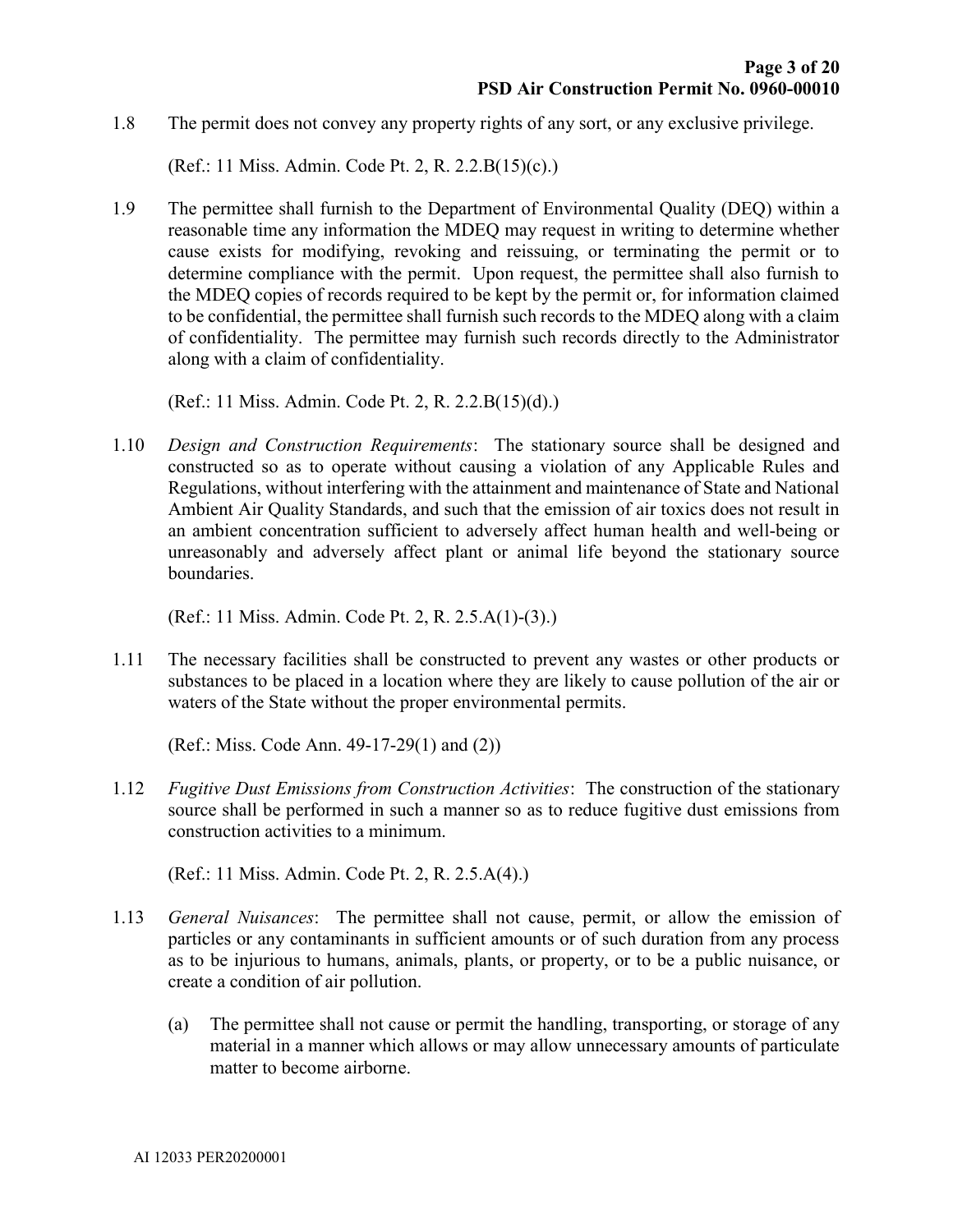1.8 The permit does not convey any property rights of any sort, or any exclusive privilege.

(Ref.: 11 Miss. Admin. Code Pt. 2, R. 2.2.B(15)(c).)

1.9 The permittee shall furnish to the Department of Environmental Quality (DEQ) within a reasonable time any information the MDEQ may request in writing to determine whether cause exists for modifying, revoking and reissuing, or terminating the permit or to determine compliance with the permit. Upon request, the permittee shall also furnish to the MDEQ copies of records required to be kept by the permit or, for information claimed to be confidential, the permittee shall furnish such records to the MDEQ along with a claim of confidentiality. The permittee may furnish such records directly to the Administrator along with a claim of confidentiality.

(Ref.: 11 Miss. Admin. Code Pt. 2, R. 2.2.B(15)(d).)

1.10 *Design and Construction Requirements*: The stationary source shall be designed and constructed so as to operate without causing a violation of any Applicable Rules and Regulations, without interfering with the attainment and maintenance of State and National Ambient Air Quality Standards, and such that the emission of air toxics does not result in an ambient concentration sufficient to adversely affect human health and well-being or unreasonably and adversely affect plant or animal life beyond the stationary source boundaries.

(Ref.: 11 Miss. Admin. Code Pt. 2, R. 2.5.A(1)-(3).)

1.11 The necessary facilities shall be constructed to prevent any wastes or other products or substances to be placed in a location where they are likely to cause pollution of the air or waters of the State without the proper environmental permits.

(Ref.: Miss. Code Ann. 49-17-29(1) and (2))

1.12 *Fugitive Dust Emissions from Construction Activities*: The construction of the stationary source shall be performed in such a manner so as to reduce fugitive dust emissions from construction activities to a minimum.

(Ref.: 11 Miss. Admin. Code Pt. 2, R. 2.5.A(4).)

1.13 *General Nuisances*: The permittee shall not cause, permit, or allow the emission of particles or any contaminants in sufficient amounts or of such duration from any process as to be injurious to humans, animals, plants, or property, or to be a public nuisance, or create a condition of air pollution.

(a) The permittee shall not cause or permit the handling, transporting, or storage of any material in a manner which allows or may allow unnecessary amounts of particulate matter to become airborne.

AI 12033 PER20200001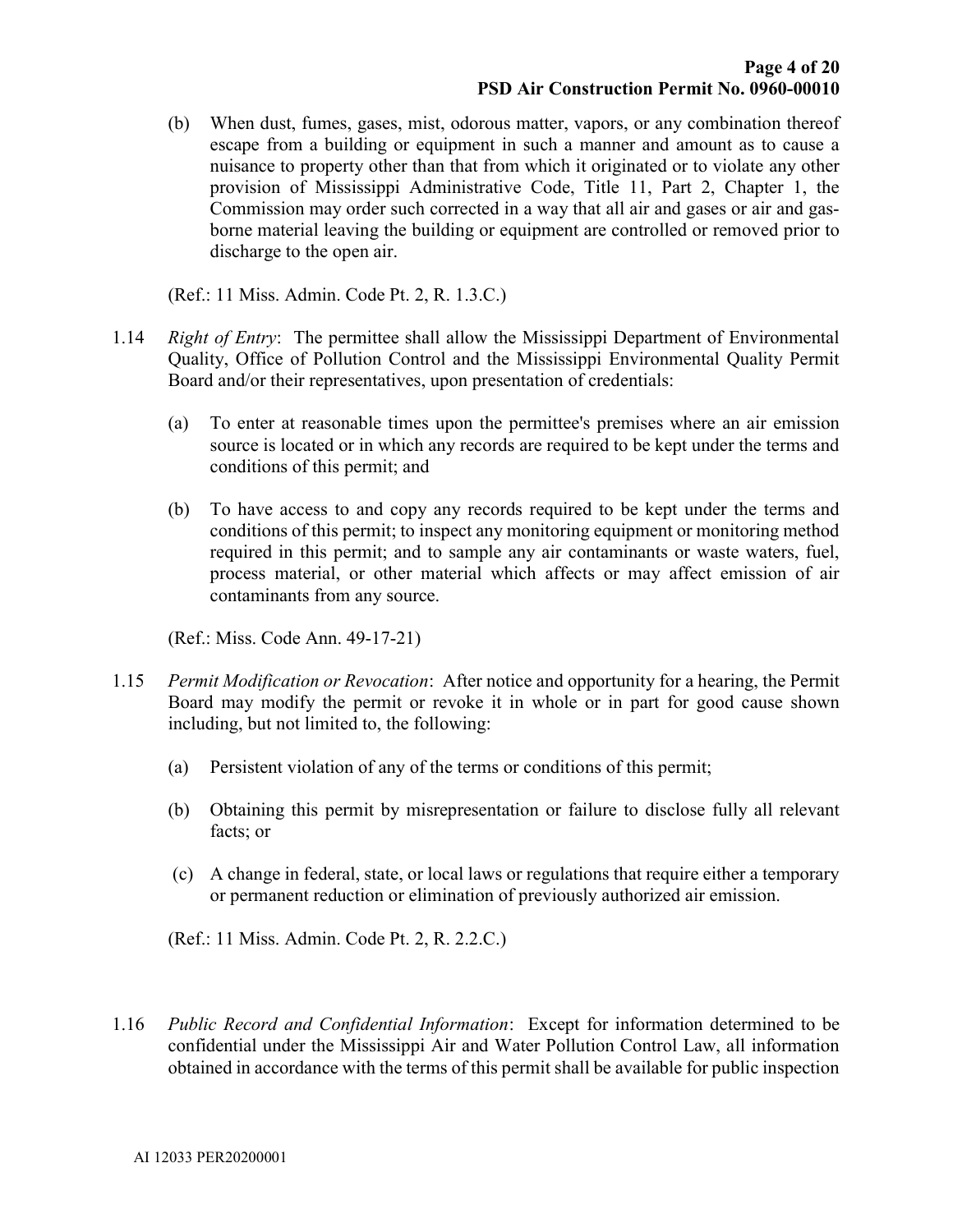(b) When dust, fumes, gases, mist, odorous matter, vapors, or any combination thereof escape from a building or equipment in such a manner and amount as to cause a nuisance to property other than that from which it originated or to violate any other provision of Mississippi Administrative Code, Title 11, Part 2, Chapter 1, the Commission may order such corrected in a way that all air and gases or air and gas-borne material leaving the building or equipment are controlled or removed prior to discharge to the open air.

(Ref.: 11 Miss. Admin. Code Pt. 2, R. 1.3.C.)

1.14 *Right of Entry*: The permittee shall allow the Mississippi Department of Environmental Quality, Office of Pollution Control and the Mississippi Environmental Quality Permit Board and/or their representatives, upon presentation of credentials:

(a) To enter at reasonable times upon the permittee's premises where an air emission source is located or in which any records are required to be kept under the terms and conditions of this permit; and

(b) To have access to and copy any records required to be kept under the terms and conditions of this permit; to inspect any monitoring equipment or monitoring method required in this permit; and to sample any air contaminants or waste waters, fuel, process material, or other material which affects or may affect emission of air contaminants from any source.

(Ref.: Miss. Code Ann. 49-17-21)

1.15 *Permit Modification or Revocation*: After notice and opportunity for a hearing, the Permit Board may modify the permit or revoke it in whole or in part for good cause shown including, but not limited to, the following:

(a) Persistent violation of any of the terms or conditions of this permit;

(b) Obtaining this permit by misrepresentation or failure to disclose fully all relevant facts; or

(c) A change in federal, state, or local laws or regulations that require either a temporary or permanent reduction or elimination of previously authorized air emission.

(Ref.: 11 Miss. Admin. Code Pt. 2, R. 2.2.C.)

1.16 *Public Record and Confidential Information*: Except for information determined to be confidential under the Mississippi Air and Water Pollution Control Law, all information obtained in accordance with the terms of this permit shall be available for public inspection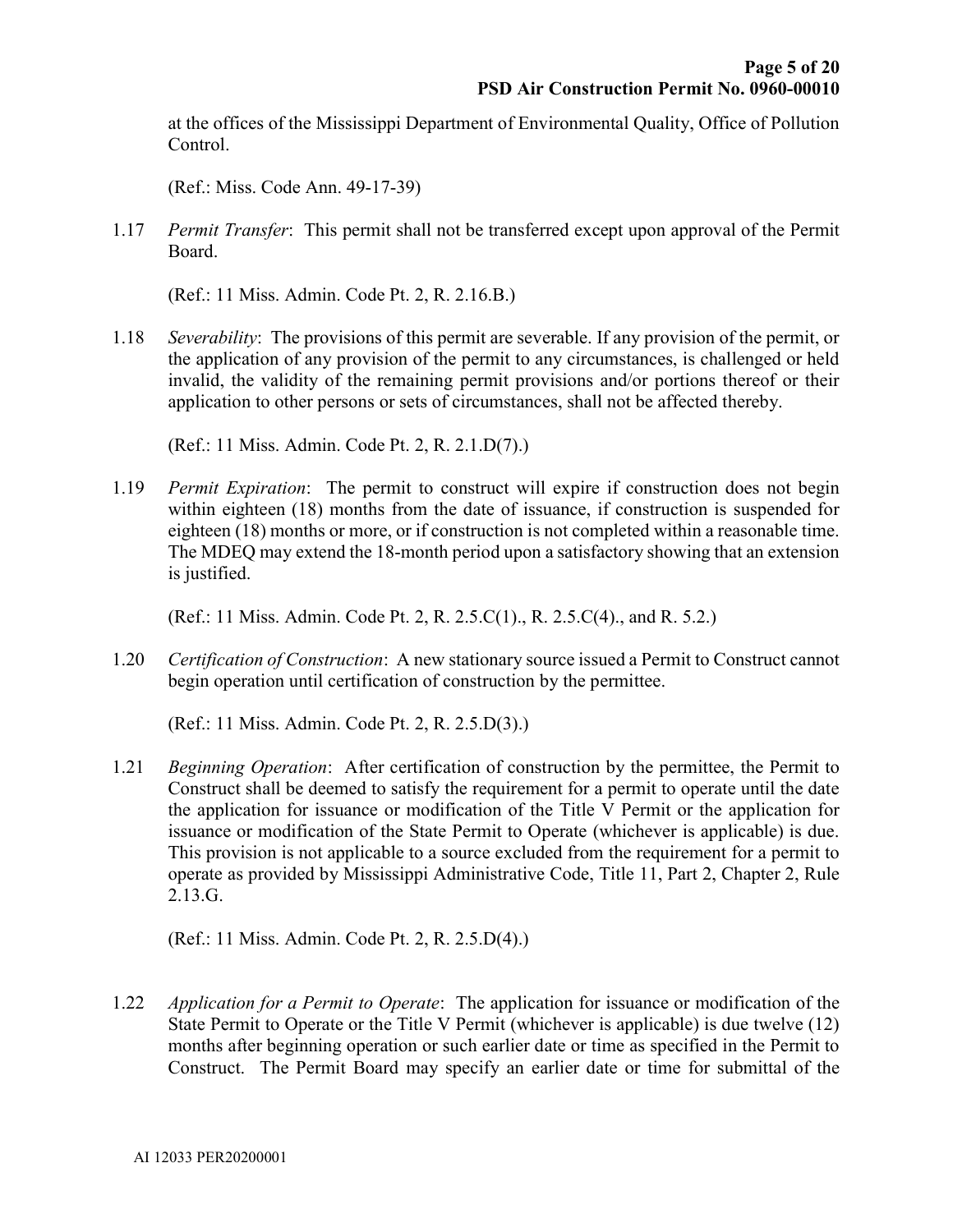at the offices of the Mississippi Department of Environmental Quality, Office of Pollution Control.

(Ref.: Miss. Code Ann. 49-17-39)

1.17 *Permit Transfer*: This permit shall not be transferred except upon approval of the Permit Board.

(Ref.: 11 Miss. Admin. Code Pt. 2, R. 2.16.B.)

1.18 *Severability*: The provisions of this permit are severable. If any provision of the permit, or the application of any provision of the permit to any circumstances, is challenged or held invalid, the validity of the remaining permit provisions and/or portions thereof or their application to other persons or sets of circumstances, shall not be affected thereby.

(Ref.: 11 Miss. Admin. Code Pt. 2, R. 2.1.D(7).)

1.19 *Permit Expiration*: The permit to construct will expire if construction does not begin within eighteen (18) months from the date of issuance, if construction is suspended for eighteen (18) months or more, or if construction is not completed within a reasonable time. The MDEQ may extend the 18-month period upon a satisfactory showing that an extension is justified.

(Ref.: 11 Miss. Admin. Code Pt. 2, R. 2.5.C(1)., R. 2.5.C(4)., and R. 5.2.)

1.20 *Certification of Construction*: A new stationary source issued a Permit to Construct cannot begin operation until certification of construction by the permittee.

(Ref.: 11 Miss. Admin. Code Pt. 2, R. 2.5.D(3).)

1.21 *Beginning Operation*: After certification of construction by the permittee, the Permit to Construct shall be deemed to satisfy the requirement for a permit to operate until the date the application for issuance or modification of the Title V Permit or the application for issuance or modification of the State Permit to Operate (whichever is applicable) is due. This provision is not applicable to a source excluded from the requirement for a permit to operate as provided by Mississippi Administrative Code, Title 11, Part 2, Chapter 2, Rule 2.13.G.

(Ref.: 11 Miss. Admin. Code Pt. 2, R. 2.5.D(4).)

1.22 *Application for a Permit to Operate*: The application for issuance or modification of the State Permit to Operate or the Title V Permit (whichever is applicable) is due twelve (12) months after beginning operation or such earlier date or time as specified in the Permit to Construct. The Permit Board may specify an earlier date or time for submittal of the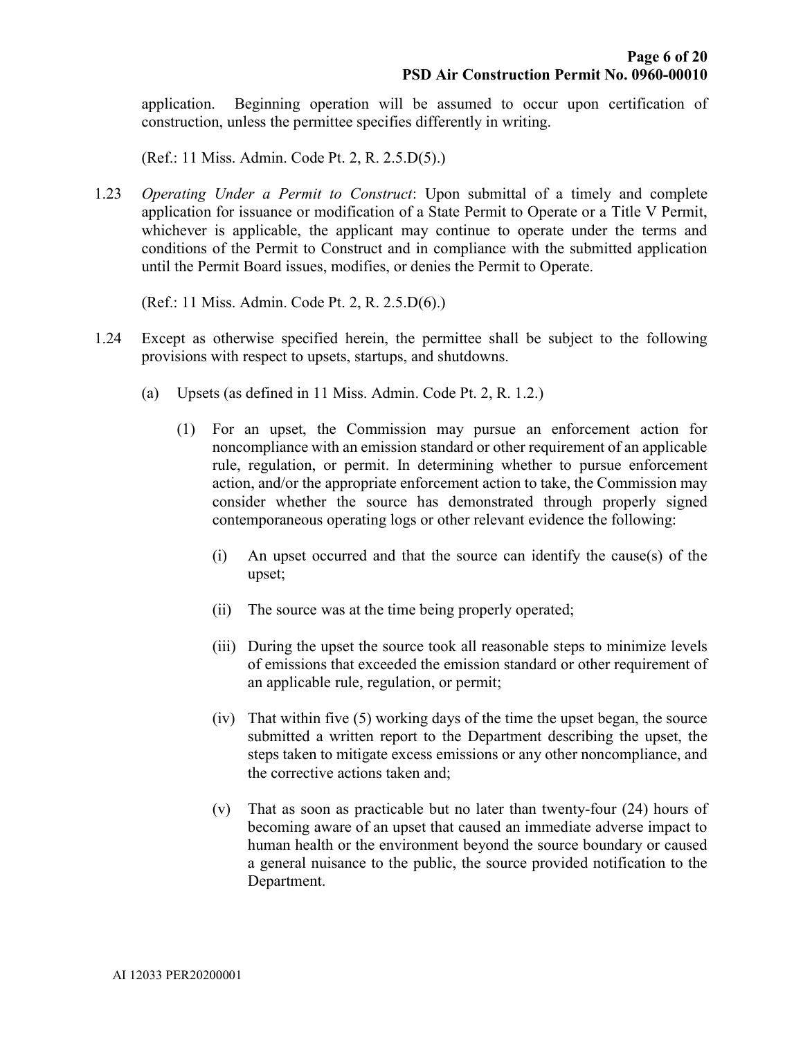application. Beginning operation will be assumed to occur upon certification of construction, unless the permittee specifies differently in writing.

(Ref.: 11 Miss. Admin. Code Pt. 2, R. 2.5.D(5).)

1.23 *Operating Under a Permit to Construct*: Upon submittal of a timely and complete application for issuance or modification of a State Permit to Operate or a Title V Permit, whichever is applicable, the applicant may continue to operate under the terms and conditions of the Permit to Construct and in compliance with the submitted application until the Permit Board issues, modifies, or denies the Permit to Operate.

(Ref.: 11 Miss. Admin. Code Pt. 2, R. 2.5.D(6).)

1.24 Except as otherwise specified herein, the permittee shall be subject to the following provisions with respect to upsets, startups, and shutdowns.

(a) Upsets (as defined in 11 Miss. Admin. Code Pt. 2, R. 1.2.)

(1) For an upset, the Commission may pursue an enforcement action for noncompliance with an emission standard or other requirement of an applicable rule, regulation, or permit. In determining whether to pursue enforcement action, and/or the appropriate enforcement action to take, the Commission may consider whether the source has demonstrated through properly signed contemporaneous operating logs or other relevant evidence the following:

(i) An upset occurred and that the source can identify the cause(s) of the upset;

(ii) The source was at the time being properly operated;

(iii) During the upset the source took all reasonable steps to minimize levels of emissions that exceeded the emission standard or other requirement of an applicable rule, regulation, or permit;

(iv) That within five (5) working days of the time the upset began, the source submitted a written report to the Department describing the upset, the steps taken to mitigate excess emissions or any other noncompliance, and the corrective actions taken and;

(v) That as soon as practicable but no later than twenty-four (24) hours of becoming aware of an upset that caused an immediate adverse impact to human health or the environment beyond the source boundary or caused a general nuisance to the public, the source provided notification to the Department.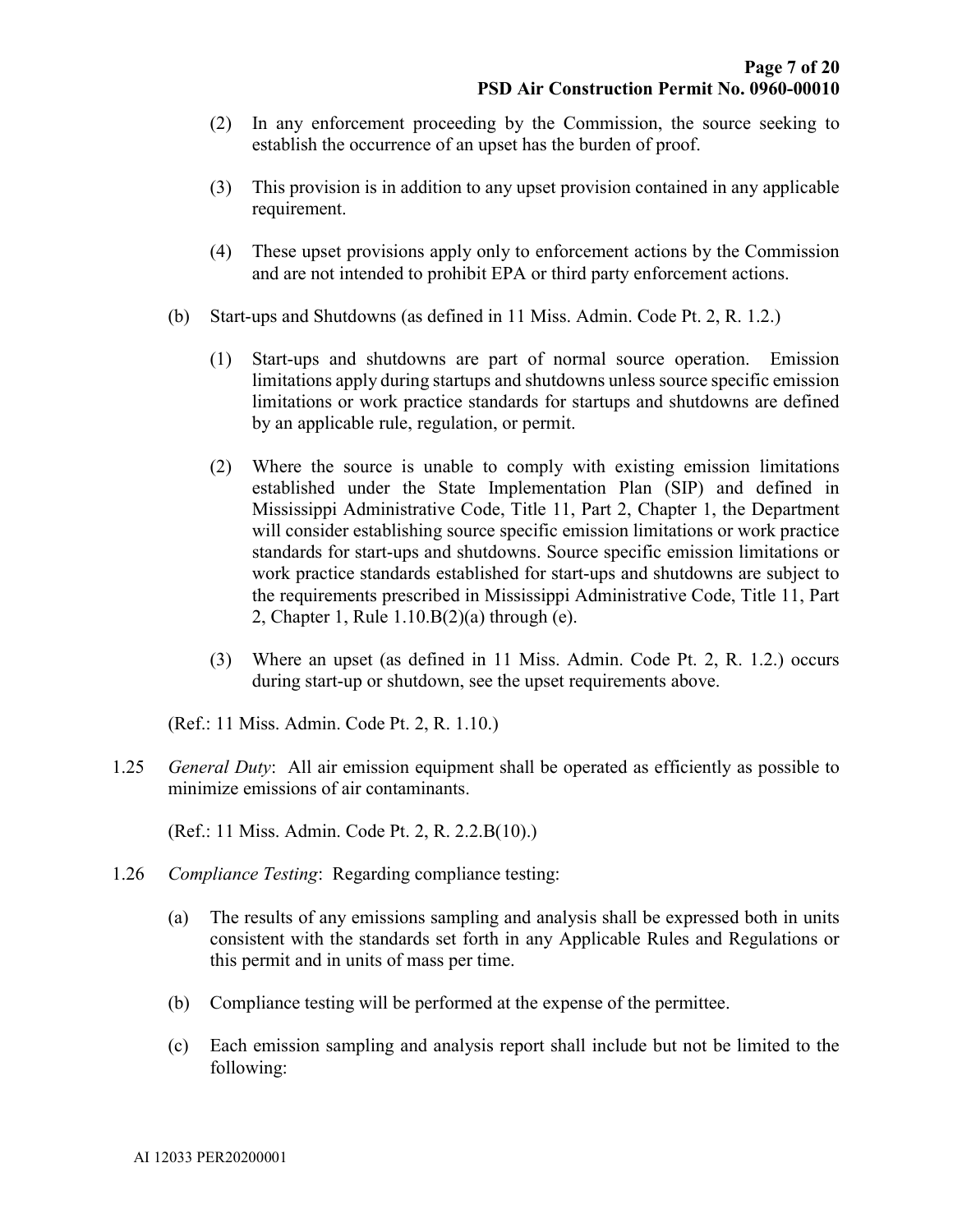(2) In any enforcement proceeding by the Commission, the source seeking to establish the occurrence of an upset has the burden of proof.

(3) This provision is in addition to any upset provision contained in any applicable requirement.

(4) These upset provisions apply only to enforcement actions by the Commission and are not intended to prohibit EPA or third party enforcement actions.

(b) Start-ups and Shutdowns (as defined in 11 Miss. Admin. Code Pt. 2, R. 1.2.)

(1) Start-ups and shutdowns are part of normal source operation. Emission limitations apply during startups and shutdowns unless source specific emission limitations or work practice standards for startups and shutdowns are defined by an applicable rule, regulation, or permit.

(2) Where the source is unable to comply with existing emission limitations established under the State Implementation Plan (SIP) and defined in Mississippi Administrative Code, Title 11, Part 2, Chapter 1, the Department will consider establishing source specific emission limitations or work practice standards for start-ups and shutdowns. Source specific emission limitations or work practice standards established for start-ups and shutdowns are subject to the requirements prescribed in Mississippi Administrative Code, Title 11, Part 2, Chapter 1, Rule 1.10.B(2)(a) through (e).

(3) Where an upset (as defined in 11 Miss. Admin. Code Pt. 2, R. 1.2.) occurs during start-up or shutdown, see the upset requirements above.

(Ref.: 11 Miss. Admin. Code Pt. 2, R. 1.10.)

1.25 *General Duty*: All air emission equipment shall be operated as efficiently as possible to minimize emissions of air contaminants.

(Ref.: 11 Miss. Admin. Code Pt. 2, R. 2.2.B(10).)

1.26 *Compliance Testing*: Regarding compliance testing:

(a) The results of any emissions sampling and analysis shall be expressed both in units consistent with the standards set forth in any Applicable Rules and Regulations or this permit and in units of mass per time.

(b) Compliance testing will be performed at the expense of the permittee.

(c) Each emission sampling and analysis report shall include but not be limited to the following: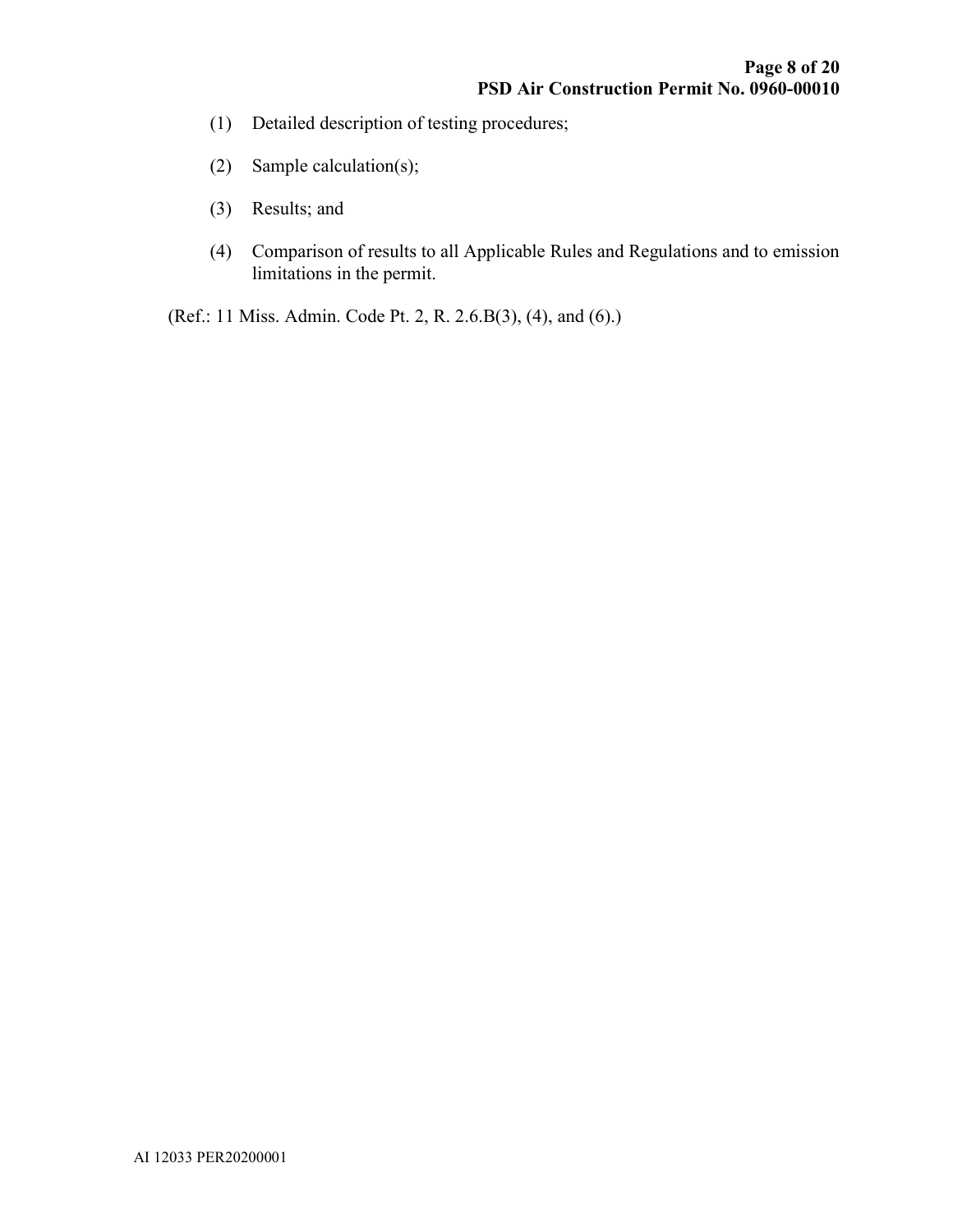(1) Detailed description of testing procedures;

(2) Sample calculation(s);

(3) Results; and

(4) Comparison of results to all Applicable Rules and Regulations and to emission limitations in the permit.

(Ref.: 11 Miss. Admin. Code Pt. 2, R. 2.6.B(3), (4), and (6).)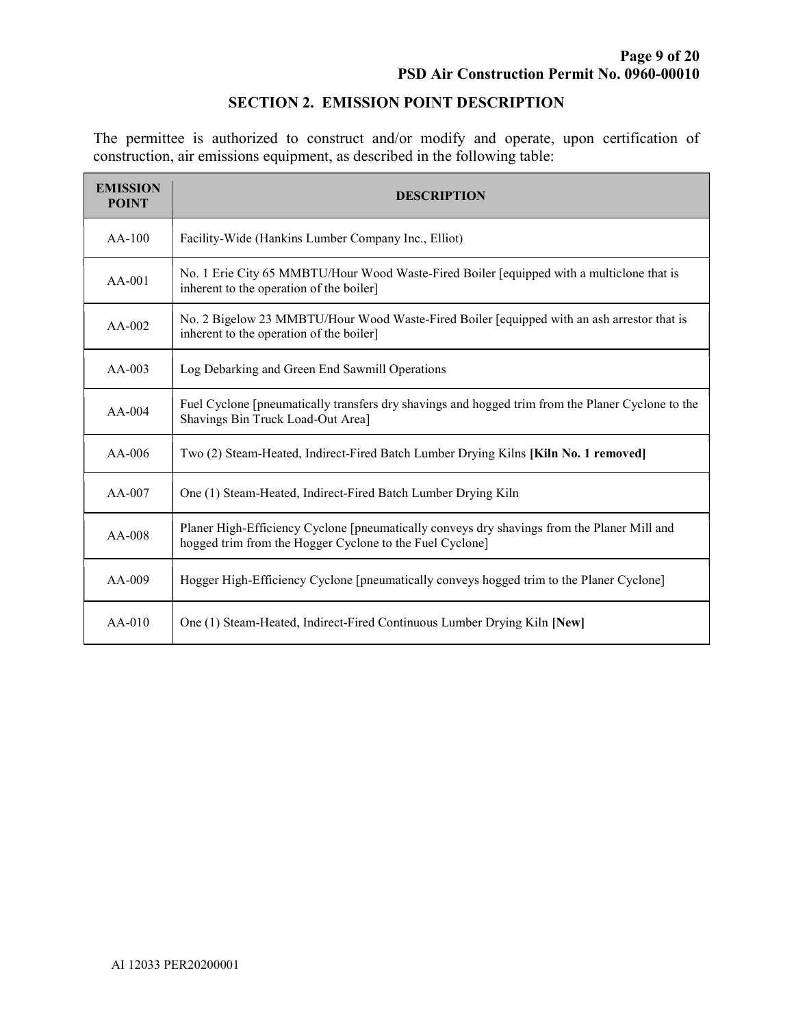## SECTION 2. EMISSION POINT DESCRIPTION

The permittee is authorized to construct and/or modify and operate, upon certification of construction, air emissions equipment, as described in the following table:

| EMISSION POINT | DESCRIPTION |
|---|---|
| AA-100 | Facility-Wide (Hankins Lumber Company Inc., Elliot) |
| AA-001 | No. 1 Erie City 65 MMBTU/Hour Wood Waste-Fired Boiler [equipped with a multiclone that is inherent to the operation of the boiler] |
| AA-002 | No. 2 Bigelow 23 MMBTU/Hour Wood Waste-Fired Boiler [equipped with an ash arrestor that is inherent to the operation of the boiler] |
| AA-003 | Log Debarking and Green End Sawmill Operations |
| AA-004 | Fuel Cyclone [pneumatically transfers dry shavings and hogged trim from the Planer Cyclone to the Shavings Bin Truck Load-Out Area] |
| AA-006 | Two (2) Steam-Heated, Indirect-Fired Batch Lumber Drying Kilns **[Kiln No. 1 removed]** |
| AA-007 | One (1) Steam-Heated, Indirect-Fired Batch Lumber Drying Kiln |
| AA-008 | Planer High-Efficiency Cyclone [pneumatically conveys dry shavings from the Planer Mill and hogged trim from the Hogger Cyclone to the Fuel Cyclone] |
| AA-009 | Hogger High-Efficiency Cyclone [pneumatically conveys hogged trim to the Planer Cyclone] |
| AA-010 | One (1) Steam-Heated, Indirect-Fired Continuous Lumber Drying Kiln **[New]** |

AI 12033 PER20200001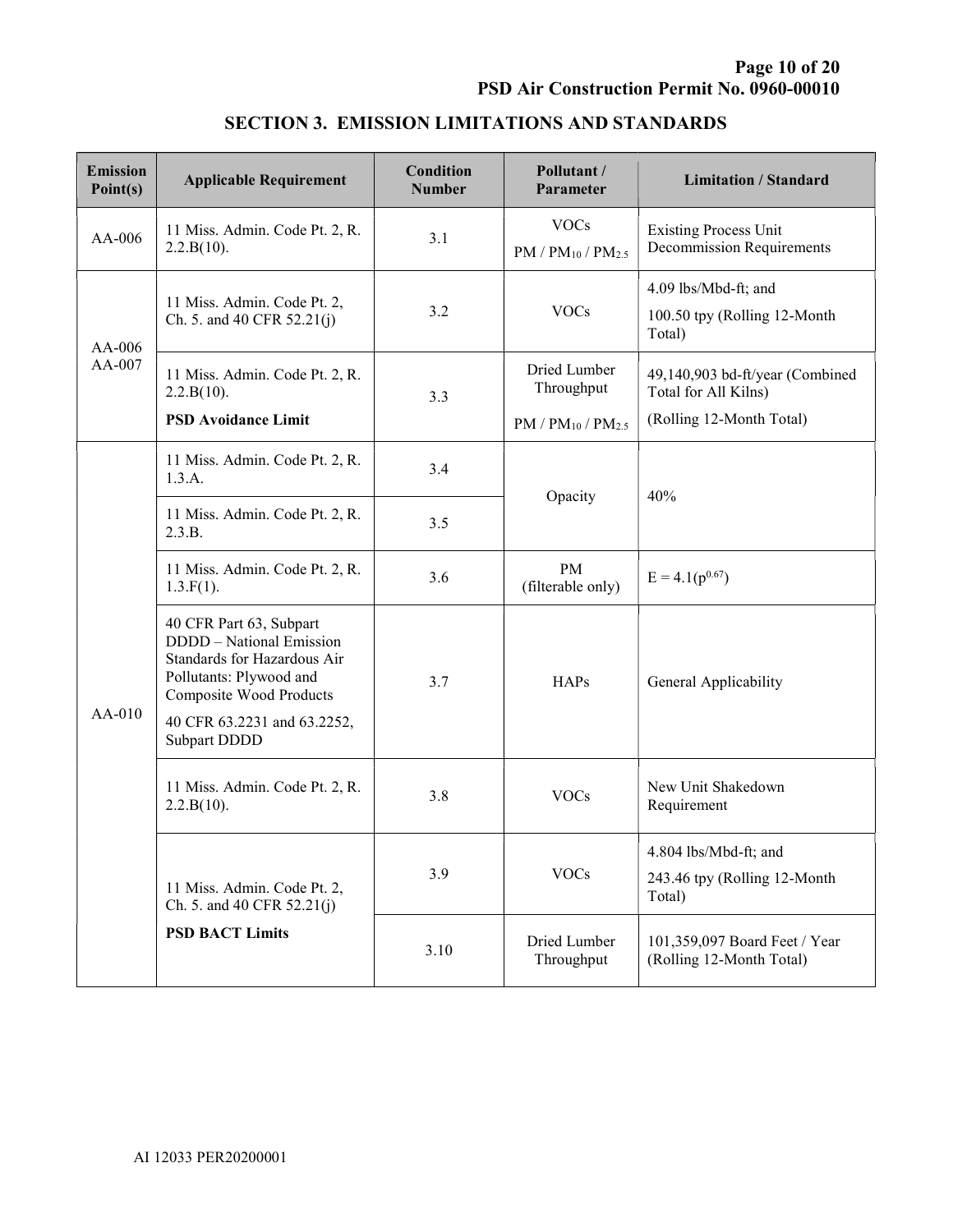## SECTION 3. EMISSION LIMITATIONS AND STANDARDS

| Emission Point(s) | Applicable Requirement | Condition Number | Pollutant / Parameter | Limitation / Standard |
|---|---|---|---|---|
| AA-006 | 11 Miss. Admin. Code Pt. 2, R. 2.2.B(10). | 3.1 | VOCs<br>PM / $PM_{10}$ / $PM_{2.5}$ | Existing Process Unit Decommission Requirements |
| AA-006<br>AA-007 | 11 Miss. Admin. Code Pt. 2, Ch. 5. and 40 CFR 52.21(j) | 3.2 | VOCs | 4.09 lbs/Mbd-ft; and<br>100.50 tpy (Rolling 12-Month Total) |
| | 11 Miss. Admin. Code Pt. 2, R. 2.2.B(10).<br>**PSD Avoidance Limit** | 3.3 | Dried Lumber Throughput<br>PM / $PM_{10}$ / $PM_{2.5}$ | 49,140,903 bd-ft/year (Combined Total for All Kilns)<br>(Rolling 12-Month Total) |
| AA-010 | 11 Miss. Admin. Code Pt. 2, R. 1.3.A. | 3.4 | Opacity | 40% |
| | 11 Miss. Admin. Code Pt. 2, R. 2.3.B. | 3.5 | | |
| | 11 Miss. Admin. Code Pt. 2, R. 1.3.F(1). | 3.6 | PM<br>(filterable only) | $E = 4.1(p^{0.67})$ |
| | 40 CFR Part 63, Subpart DDDD – National Emission Standards for Hazardous Air Pollutants: Plywood and Composite Wood Products<br>40 CFR 63.2231 and 63.2252, Subpart DDDD | 3.7 | HAPs | General Applicability |
| | 11 Miss. Admin. Code Pt. 2, R. 2.2.B(10). | 3.8 | VOCs | New Unit Shakedown Requirement |
| | 11 Miss. Admin. Code Pt. 2, Ch. 5. and 40 CFR 52.21(j)<br>**PSD BACT Limits** | 3.9 | VOCs | 4.804 lbs/Mbd-ft; and<br>243.46 tpy (Rolling 12-Month Total) |
| | | 3.10 | Dried Lumber Throughput | 101,359,097 Board Feet / Year (Rolling 12-Month Total) |

AI 12033 PER20200001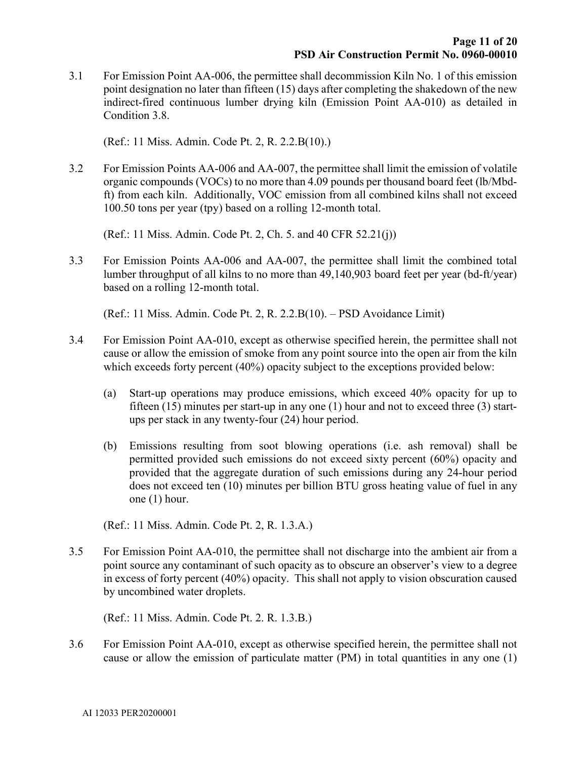3.1 For Emission Point AA-006, the permittee shall decommission Kiln No. 1 of this emission point designation no later than fifteen (15) days after completing the shakedown of the new indirect-fired continuous lumber drying kiln (Emission Point AA-010) as detailed in Condition 3.8.

(Ref.: 11 Miss. Admin. Code Pt. 2, R. 2.2.B(10).)

3.2 For Emission Points AA-006 and AA-007, the permittee shall limit the emission of volatile organic compounds (VOCs) to no more than 4.09 pounds per thousand board feet (lb/Mbd-ft) from each kiln. Additionally, VOC emission from all combined kilns shall not exceed 100.50 tons per year (tpy) based on a rolling 12-month total.

(Ref.: 11 Miss. Admin. Code Pt. 2, Ch. 5. and 40 CFR 52.21(j))

3.3 For Emission Points AA-006 and AA-007, the permittee shall limit the combined total lumber throughput of all kilns to no more than 49,140,903 board feet per year (bd-ft/year) based on a rolling 12-month total.

(Ref.: 11 Miss. Admin. Code Pt. 2, R. 2.2.B(10). – PSD Avoidance Limit)

3.4 For Emission Point AA-010, except as otherwise specified herein, the permittee shall not cause or allow the emission of smoke from any point source into the open air from the kiln which exceeds forty percent (40%) opacity subject to the exceptions provided below:

(a) Start-up operations may produce emissions, which exceed 40% opacity for up to fifteen (15) minutes per start-up in any one (1) hour and not to exceed three (3) start-ups per stack in any twenty-four (24) hour period.

(b) Emissions resulting from soot blowing operations (i.e. ash removal) shall be permitted provided such emissions do not exceed sixty percent (60%) opacity and provided that the aggregate duration of such emissions during any 24-hour period does not exceed ten (10) minutes per billion BTU gross heating value of fuel in any one (1) hour.

(Ref.: 11 Miss. Admin. Code Pt. 2, R. 1.3.A.)

3.5 For Emission Point AA-010, the permittee shall not discharge into the ambient air from a point source any contaminant of such opacity as to obscure an observer's view to a degree in excess of forty percent (40%) opacity. This shall not apply to vision obscuration caused by uncombined water droplets.

(Ref.: 11 Miss. Admin. Code Pt. 2. R. 1.3.B.)

3.6 For Emission Point AA-010, except as otherwise specified herein, the permittee shall not cause or allow the emission of particulate matter (PM) in total quantities in any one (1)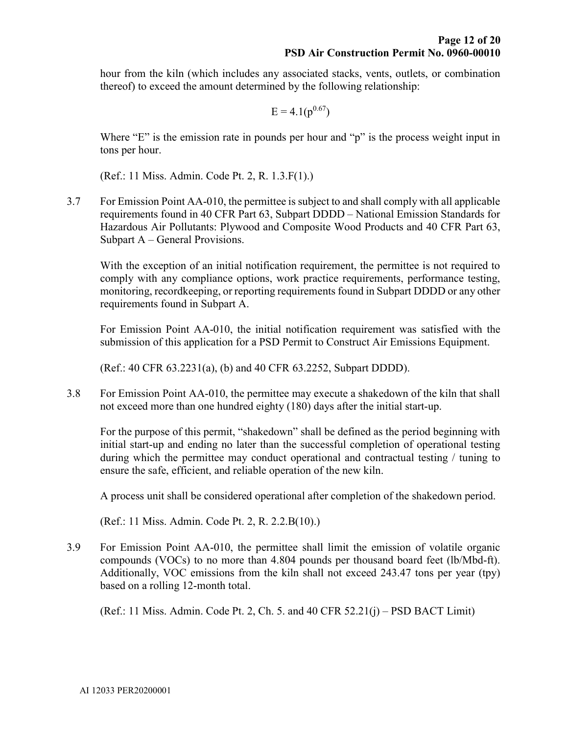hour from the kiln (which includes any associated stacks, vents, outlets, or combination thereof) to exceed the amount determined by the following relationship:

$$E = 4.1(p^{0.67})$$

Where "E" is the emission rate in pounds per hour and "p" is the process weight input in tons per hour.

(Ref.: 11 Miss. Admin. Code Pt. 2, R. 1.3.F(1).)

3.7 For Emission Point AA-010, the permittee is subject to and shall comply with all applicable requirements found in 40 CFR Part 63, Subpart DDDD – National Emission Standards for Hazardous Air Pollutants: Plywood and Composite Wood Products and 40 CFR Part 63, Subpart A – General Provisions.

With the exception of an initial notification requirement, the permittee is not required to comply with any compliance options, work practice requirements, performance testing, monitoring, recordkeeping, or reporting requirements found in Subpart DDDD or any other requirements found in Subpart A.

For Emission Point AA-010, the initial notification requirement was satisfied with the submission of this application for a PSD Permit to Construct Air Emissions Equipment.

(Ref.: 40 CFR 63.2231(a), (b) and 40 CFR 63.2252, Subpart DDDD).

3.8 For Emission Point AA-010, the permittee may execute a shakedown of the kiln that shall not exceed more than one hundred eighty (180) days after the initial start-up.

For the purpose of this permit, "shakedown" shall be defined as the period beginning with initial start-up and ending no later than the successful completion of operational testing during which the permittee may conduct operational and contractual testing / tuning to ensure the safe, efficient, and reliable operation of the new kiln.

A process unit shall be considered operational after completion of the shakedown period.

(Ref.: 11 Miss. Admin. Code Pt. 2, R. 2.2.B(10).)

3.9 For Emission Point AA-010, the permittee shall limit the emission of volatile organic compounds (VOCs) to no more than 4.804 pounds per thousand board feet (lb/Mbd-ft). Additionally, VOC emissions from the kiln shall not exceed 243.47 tons per year (tpy) based on a rolling 12-month total.

(Ref.: 11 Miss. Admin. Code Pt. 2, Ch. 5. and 40 CFR 52.21(j) – PSD BACT Limit)

AI 12033 PER20200001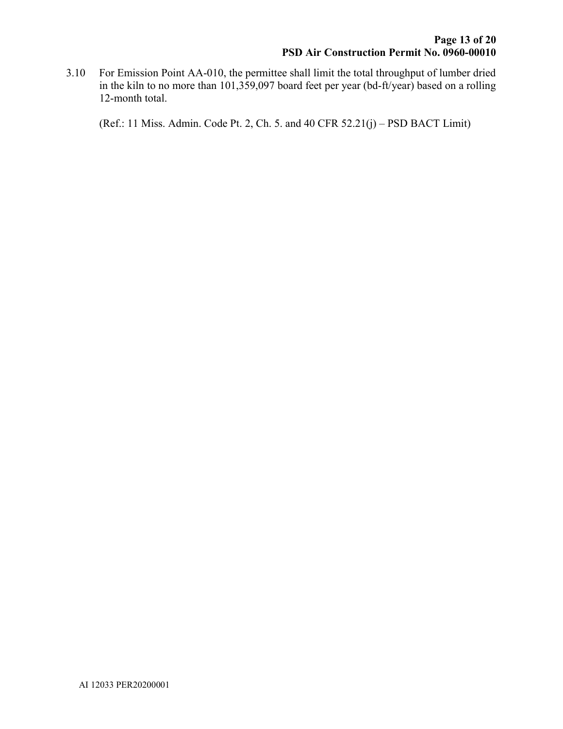3.10 For Emission Point AA-010, the permittee shall limit the total throughput of lumber dried in the kiln to no more than 101,359,097 board feet per year (bd-ft/year) based on a rolling 12-month total.

(Ref.: 11 Miss. Admin. Code Pt. 2, Ch. 5. and 40 CFR 52.21(j) – PSD BACT Limit)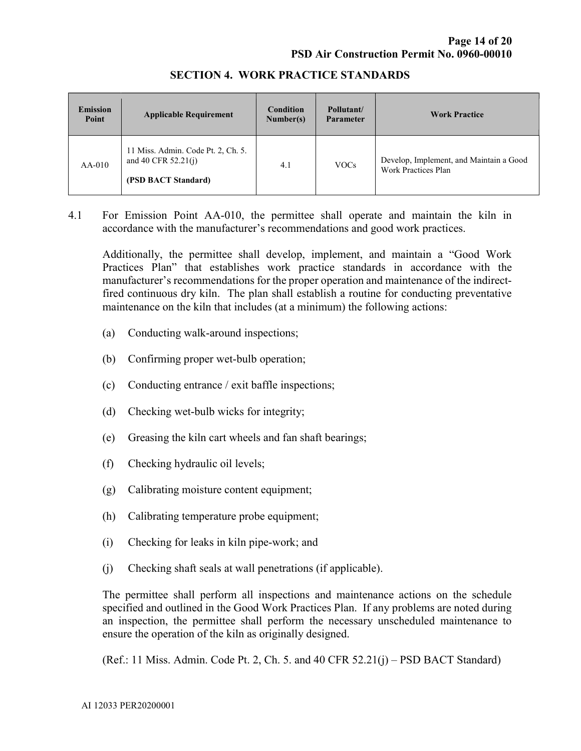## SECTION 4. WORK PRACTICE STANDARDS

| Emission Point | Applicable Requirement | Condition Number(s) | Pollutant/ Parameter | Work Practice |
|---|---|---|---|---|
| AA-010 | 11 Miss. Admin. Code Pt. 2, Ch. 5. and 40 CFR 52.21(j) **(PSD BACT Standard)** | 4.1 | VOCs | Develop, Implement, and Maintain a Good Work Practices Plan |

4.1 For Emission Point AA-010, the permittee shall operate and maintain the kiln in accordance with the manufacturer's recommendations and good work practices.

Additionally, the permittee shall develop, implement, and maintain a "Good Work Practices Plan" that establishes work practice standards in accordance with the manufacturer's recommendations for the proper operation and maintenance of the indirect-fired continuous dry kiln. The plan shall establish a routine for conducting preventative maintenance on the kiln that includes (at a minimum) the following actions:

(a) Conducting walk-around inspections;

(b) Confirming proper wet-bulb operation;

(c) Conducting entrance / exit baffle inspections;

(d) Checking wet-bulb wicks for integrity;

(e) Greasing the kiln cart wheels and fan shaft bearings;

(f) Checking hydraulic oil levels;

(g) Calibrating moisture content equipment;

(h) Calibrating temperature probe equipment;

(i) Checking for leaks in kiln pipe-work; and

(j) Checking shaft seals at wall penetrations (if applicable).

The permittee shall perform all inspections and maintenance actions on the schedule specified and outlined in the Good Work Practices Plan. If any problems are noted during an inspection, the permittee shall perform the necessary unscheduled maintenance to ensure the operation of the kiln as originally designed.

(Ref.: 11 Miss. Admin. Code Pt. 2, Ch. 5. and 40 CFR 52.21(j) – PSD BACT Standard)

AI 12033 PER20200001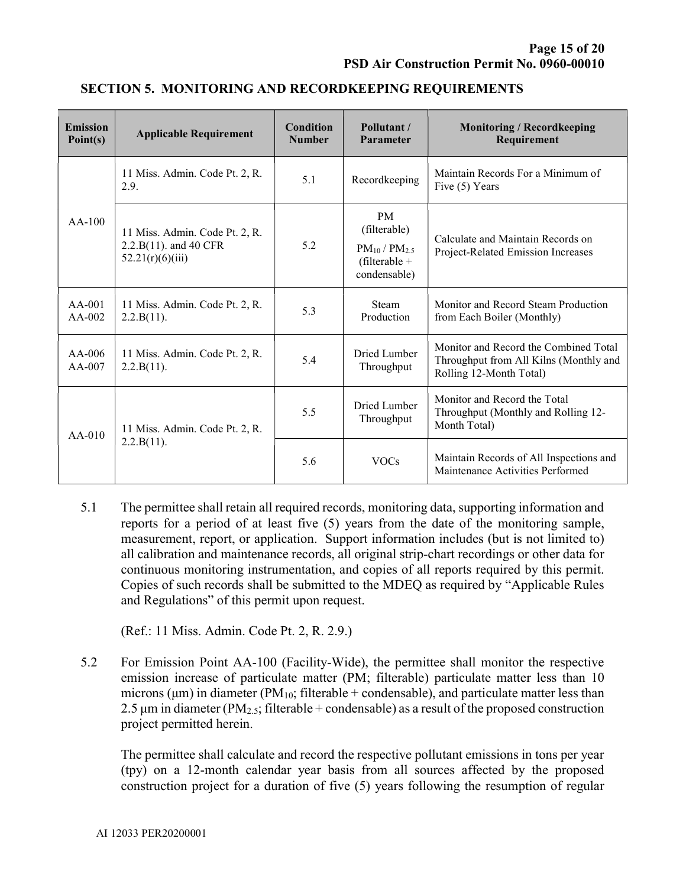## SECTION 5. MONITORING AND RECORDKEEPING REQUIREMENTS

| Emission Point(s) | Applicable Requirement | Condition Number | Pollutant / Parameter | Monitoring / Recordkeeping Requirement |
|---|---|---|---|---|
| AA-100 | 11 Miss. Admin. Code Pt. 2, R. 2.9. | 5.1 | Recordkeeping | Maintain Records For a Minimum of Five (5) Years |
| | 11 Miss. Admin. Code Pt. 2, R. 2.2.B(11). and 40 CFR 52.21(r)(6)(iii) | 5.2 | PM (filterable) $PM_{10}$ / $PM_{2.5}$ (filterable + condensable) | Calculate and Maintain Records on Project-Related Emission Increases |
| AA-001 AA-002 | 11 Miss. Admin. Code Pt. 2, R. 2.2.B(11). | 5.3 | Steam Production | Monitor and Record Steam Production from Each Boiler (Monthly) |
| AA-006 AA-007 | 11 Miss. Admin. Code Pt. 2, R. 2.2.B(11). | 5.4 | Dried Lumber Throughput | Monitor and Record the Combined Total Throughput from All Kilns (Monthly and Rolling 12-Month Total) |
| AA-010 | 11 Miss. Admin. Code Pt. 2, R. 2.2.B(11). | 5.5 | Dried Lumber Throughput | Monitor and Record the Total Throughput (Monthly and Rolling 12-Month Total) |
| | | 5.6 | VOCs | Maintain Records of All Inspections and Maintenance Activities Performed |

5.1 The permittee shall retain all required records, monitoring data, supporting information and reports for a period of at least five (5) years from the date of the monitoring sample, measurement, report, or application. Support information includes (but is not limited to) all calibration and maintenance records, all original strip-chart recordings or other data for continuous monitoring instrumentation, and copies of all reports required by this permit. Copies of such records shall be submitted to the MDEQ as required by "Applicable Rules and Regulations" of this permit upon request.

(Ref.: 11 Miss. Admin. Code Pt. 2, R. 2.9.)

5.2 For Emission Point AA-100 (Facility-Wide), the permittee shall monitor the respective emission increase of particulate matter (PM; filterable) particulate matter less than 10 microns (μm) in diameter ($PM_{10}$; filterable + condensable), and particulate matter less than 2.5 μm in diameter ($PM_{2.5}$; filterable + condensable) as a result of the proposed construction project permitted herein.

The permittee shall calculate and record the respective pollutant emissions in tons per year (tpy) on a 12-month calendar year basis from all sources affected by the proposed construction project for a duration of five (5) years following the resumption of regular

AI 12033 PER20200001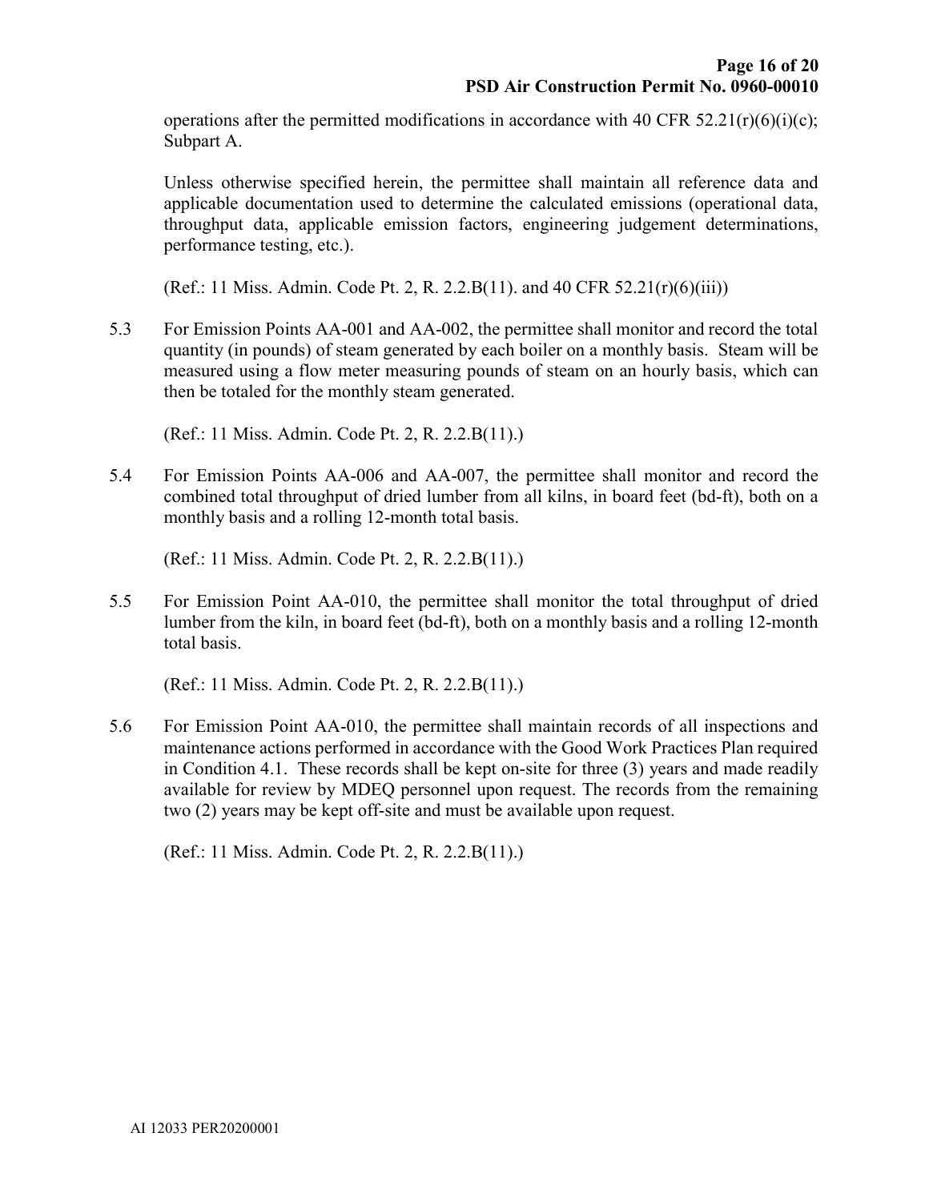operations after the permitted modifications in accordance with 40 CFR 52.21(r)(6)(i)(c); Subpart A.

Unless otherwise specified herein, the permittee shall maintain all reference data and applicable documentation used to determine the calculated emissions (operational data, throughput data, applicable emission factors, engineering judgement determinations, performance testing, etc.).

(Ref.: 11 Miss. Admin. Code Pt. 2, R. 2.2.B(11). and 40 CFR 52.21(r)(6)(iii))

5.3 For Emission Points AA-001 and AA-002, the permittee shall monitor and record the total quantity (in pounds) of steam generated by each boiler on a monthly basis. Steam will be measured using a flow meter measuring pounds of steam on an hourly basis, which can then be totaled for the monthly steam generated.

(Ref.: 11 Miss. Admin. Code Pt. 2, R. 2.2.B(11).)

5.4 For Emission Points AA-006 and AA-007, the permittee shall monitor and record the combined total throughput of dried lumber from all kilns, in board feet (bd-ft), both on a monthly basis and a rolling 12-month total basis.

(Ref.: 11 Miss. Admin. Code Pt. 2, R. 2.2.B(11).)

5.5 For Emission Point AA-010, the permittee shall monitor the total throughput of dried lumber from the kiln, in board feet (bd-ft), both on a monthly basis and a rolling 12-month total basis.

(Ref.: 11 Miss. Admin. Code Pt. 2, R. 2.2.B(11).)

5.6 For Emission Point AA-010, the permittee shall maintain records of all inspections and maintenance actions performed in accordance with the Good Work Practices Plan required in Condition 4.1. These records shall be kept on-site for three (3) years and made readily available for review by MDEQ personnel upon request. The records from the remaining two (2) years may be kept off-site and must be available upon request.

(Ref.: 11 Miss. Admin. Code Pt. 2, R. 2.2.B(11).)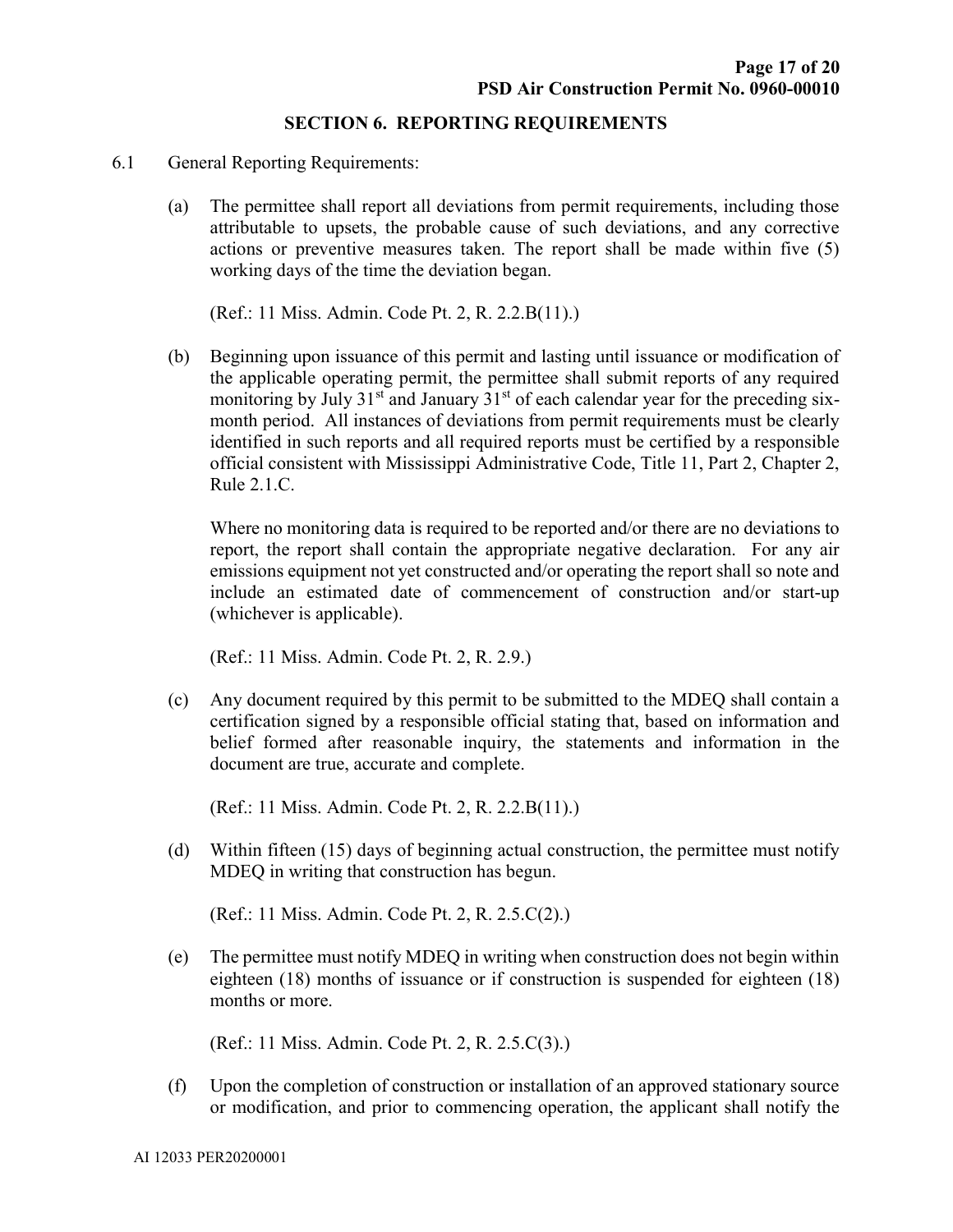## SECTION 6. REPORTING REQUIREMENTS

6.1 General Reporting Requirements:

(a) The permittee shall report all deviations from permit requirements, including those attributable to upsets, the probable cause of such deviations, and any corrective actions or preventive measures taken. The report shall be made within five (5) working days of the time the deviation began.

(Ref.: 11 Miss. Admin. Code Pt. 2, R. 2.2.B(11).)

(b) Beginning upon issuance of this permit and lasting until issuance or modification of the applicable operating permit, the permittee shall submit reports of any required monitoring by July 31st and January 31st of each calendar year for the preceding six-month period. All instances of deviations from permit requirements must be clearly identified in such reports and all required reports must be certified by a responsible official consistent with Mississippi Administrative Code, Title 11, Part 2, Chapter 2, Rule 2.1.C.

Where no monitoring data is required to be reported and/or there are no deviations to report, the report shall contain the appropriate negative declaration. For any air emissions equipment not yet constructed and/or operating the report shall so note and include an estimated date of commencement of construction and/or start-up (whichever is applicable).

(Ref.: 11 Miss. Admin. Code Pt. 2, R. 2.9.)

(c) Any document required by this permit to be submitted to the MDEQ shall contain a certification signed by a responsible official stating that, based on information and belief formed after reasonable inquiry, the statements and information in the document are true, accurate and complete.

(Ref.: 11 Miss. Admin. Code Pt. 2, R. 2.2.B(11).)

(d) Within fifteen (15) days of beginning actual construction, the permittee must notify MDEQ in writing that construction has begun.

(Ref.: 11 Miss. Admin. Code Pt. 2, R. 2.5.C(2).)

(e) The permittee must notify MDEQ in writing when construction does not begin within eighteen (18) months of issuance or if construction is suspended for eighteen (18) months or more.

(Ref.: 11 Miss. Admin. Code Pt. 2, R. 2.5.C(3).)

(f) Upon the completion of construction or installation of an approved stationary source or modification, and prior to commencing operation, the applicant shall notify the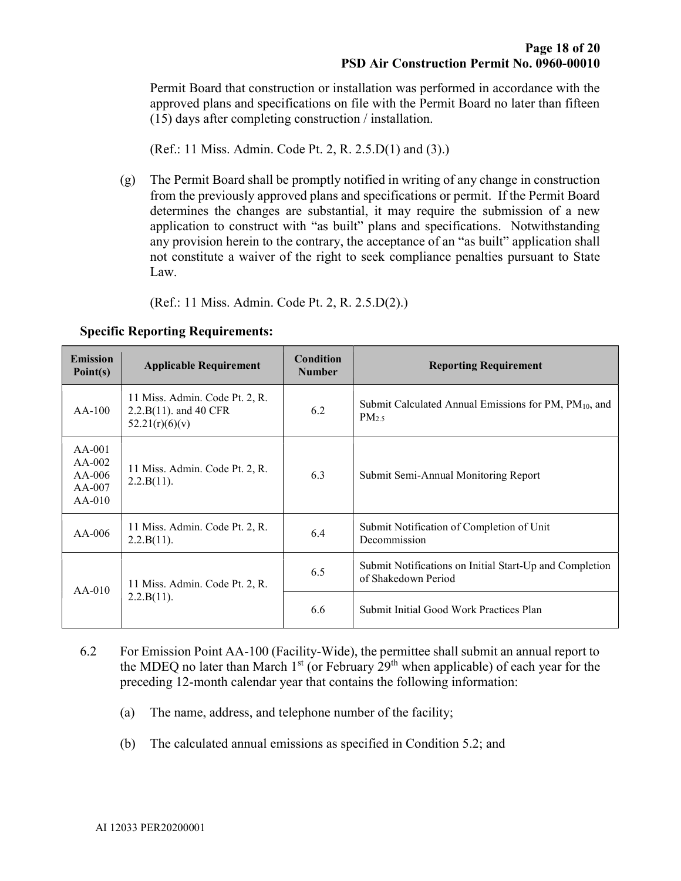Permit Board that construction or installation was performed in accordance with the approved plans and specifications on file with the Permit Board no later than fifteen (15) days after completing construction / installation.

(Ref.: 11 Miss. Admin. Code Pt. 2, R. 2.5.D(1) and (3).)

(g) The Permit Board shall be promptly notified in writing of any change in construction from the previously approved plans and specifications or permit. If the Permit Board determines the changes are substantial, it may require the submission of a new application to construct with "as built" plans and specifications. Notwithstanding any provision herein to the contrary, the acceptance of an "as built" application shall not constitute a waiver of the right to seek compliance penalties pursuant to State Law.

(Ref.: 11 Miss. Admin. Code Pt. 2, R. 2.5.D(2).)

**Specific Reporting Requirements:**

| Emission Point(s) | Applicable Requirement | Condition Number | Reporting Requirement |
|---|---|---|---|
| AA-100 | 11 Miss. Admin. Code Pt. 2, R. 2.2.B(11). and 40 CFR 52.21(r)(6)(v) | 6.2 | Submit Calculated Annual Emissions for PM, $PM_{10}$, and $PM_{2.5}$ |
| AA-001<br>AA-002<br>AA-006<br>AA-007<br>AA-010 | 11 Miss. Admin. Code Pt. 2, R. 2.2.B(11). | 6.3 | Submit Semi-Annual Monitoring Report |
| AA-006 | 11 Miss. Admin. Code Pt. 2, R. 2.2.B(11). | 6.4 | Submit Notification of Completion of Unit Decommission |
| AA-010 | 11 Miss. Admin. Code Pt. 2, R. 2.2.B(11). | 6.5 | Submit Notifications on Initial Start-Up and Completion of Shakedown Period |
| | | 6.6 | Submit Initial Good Work Practices Plan |

6.2 For Emission Point AA-100 (Facility-Wide), the permittee shall submit an annual report to the MDEQ no later than March 1st (or February 29th when applicable) of each year for the preceding 12-month calendar year that contains the following information:

(a) The name, address, and telephone number of the facility;

(b) The calculated annual emissions as specified in Condition 5.2; and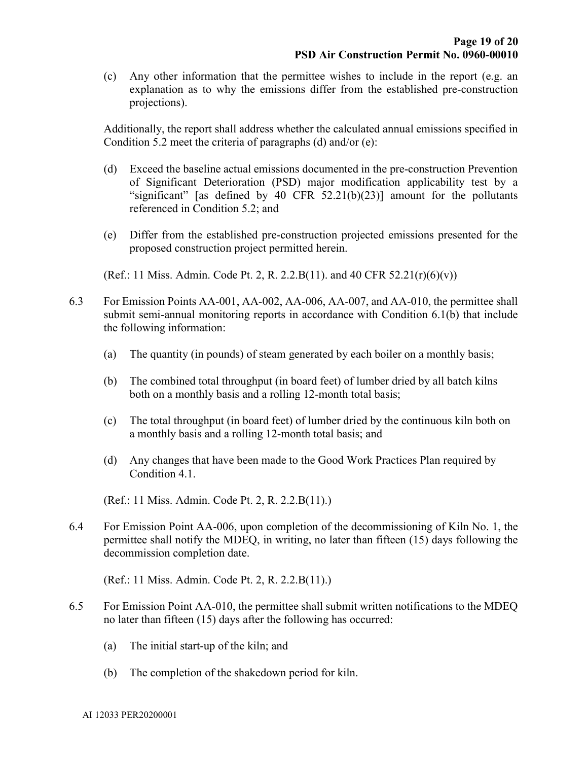(c) Any other information that the permittee wishes to include in the report (e.g. an explanation as to why the emissions differ from the established pre-construction projections).

Additionally, the report shall address whether the calculated annual emissions specified in Condition 5.2 meet the criteria of paragraphs (d) and/or (e):

(d) Exceed the baseline actual emissions documented in the pre-construction Prevention of Significant Deterioration (PSD) major modification applicability test by a "significant" [as defined by 40 CFR 52.21(b)(23)] amount for the pollutants referenced in Condition 5.2; and

(e) Differ from the established pre-construction projected emissions presented for the proposed construction project permitted herein.

(Ref.: 11 Miss. Admin. Code Pt. 2, R. 2.2.B(11). and 40 CFR 52.21(r)(6)(v))

6.3 For Emission Points AA-001, AA-002, AA-006, AA-007, and AA-010, the permittee shall submit semi-annual monitoring reports in accordance with Condition 6.1(b) that include the following information:

(a) The quantity (in pounds) of steam generated by each boiler on a monthly basis;

(b) The combined total throughput (in board feet) of lumber dried by all batch kilns both on a monthly basis and a rolling 12-month total basis;

(c) The total throughput (in board feet) of lumber dried by the continuous kiln both on a monthly basis and a rolling 12-month total basis; and

(d) Any changes that have been made to the Good Work Practices Plan required by Condition 4.1.

(Ref.: 11 Miss. Admin. Code Pt. 2, R. 2.2.B(11).)

6.4 For Emission Point AA-006, upon completion of the decommissioning of Kiln No. 1, the permittee shall notify the MDEQ, in writing, no later than fifteen (15) days following the decommission completion date.

(Ref.: 11 Miss. Admin. Code Pt. 2, R. 2.2.B(11).)

6.5 For Emission Point AA-010, the permittee shall submit written notifications to the MDEQ no later than fifteen (15) days after the following has occurred:

(a) The initial start-up of the kiln; and

(b) The completion of the shakedown period for kiln.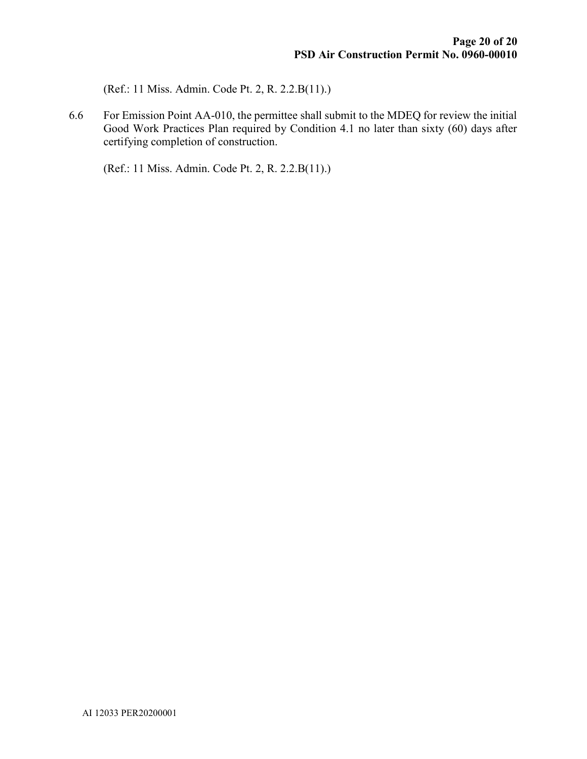(Ref.: 11 Miss. Admin. Code Pt. 2, R. 2.2.B(11).)

6.6 For Emission Point AA-010, the permittee shall submit to the MDEQ for review the initial Good Work Practices Plan required by Condition 4.1 no later than sixty (60) days after certifying completion of construction.

(Ref.: 11 Miss. Admin. Code Pt. 2, R. 2.2.B(11).)

AI 12033 PER20200001